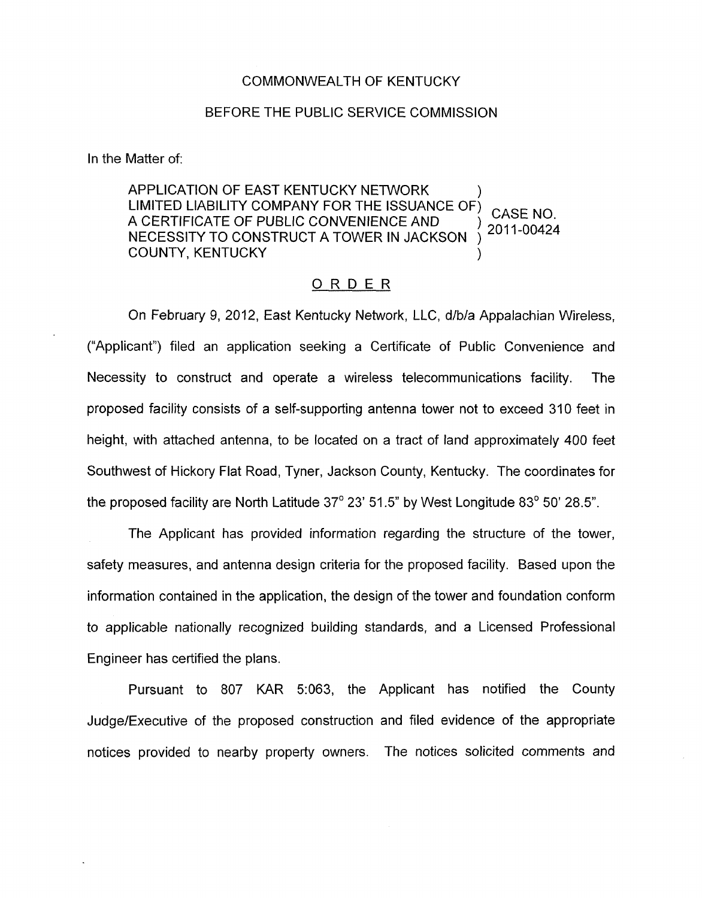COMMONWEALTH OF KENTUCKY

BEFORE THE PUBLIC SERVICE COMMISSION

In the Matter of:

| | | |
|---|---|---|
| APPLICATION OF EAST KENTUCKY NETWORK LIMITED LIABILITY COMPANY FOR THE ISSUANCE OF A CERTIFICATE OF PUBLIC CONVENIENCE AND NECESSITY TO CONSTRUCT A TOWER IN JACKSON COUNTY, KENTUCKY | ) ) ) ) ) | CASE NO. 2011-00424 |

## ORDER

On February 9, 2012, East Kentucky Network, LLC, d/b/a Appalachian Wireless, ("Applicant") filed an application seeking a Certificate of Public Convenience and Necessity to construct and operate a wireless telecommunications facility. The proposed facility consists of a self-supporting antenna tower not to exceed 310 feet in height, with attached antenna, to be located on a tract of land approximately 400 feet Southwest of Hickory Flat Road, Tyner, Jackson County, Kentucky. The coordinates for the proposed facility are North Latitude 37° 23' 51.5" by West Longitude 83° 50' 28.5".

The Applicant has provided information regarding the structure of the tower, safety measures, and antenna design criteria for the proposed facility. Based upon the information contained in the application, the design of the tower and foundation conform to applicable nationally recognized building standards, and a Licensed Professional Engineer has certified the plans.

Pursuant to 807 KAR 5:063, the Applicant has notified the County Judge/Executive of the proposed construction and filed evidence of the appropriate notices provided to nearby property owners. The notices solicited comments and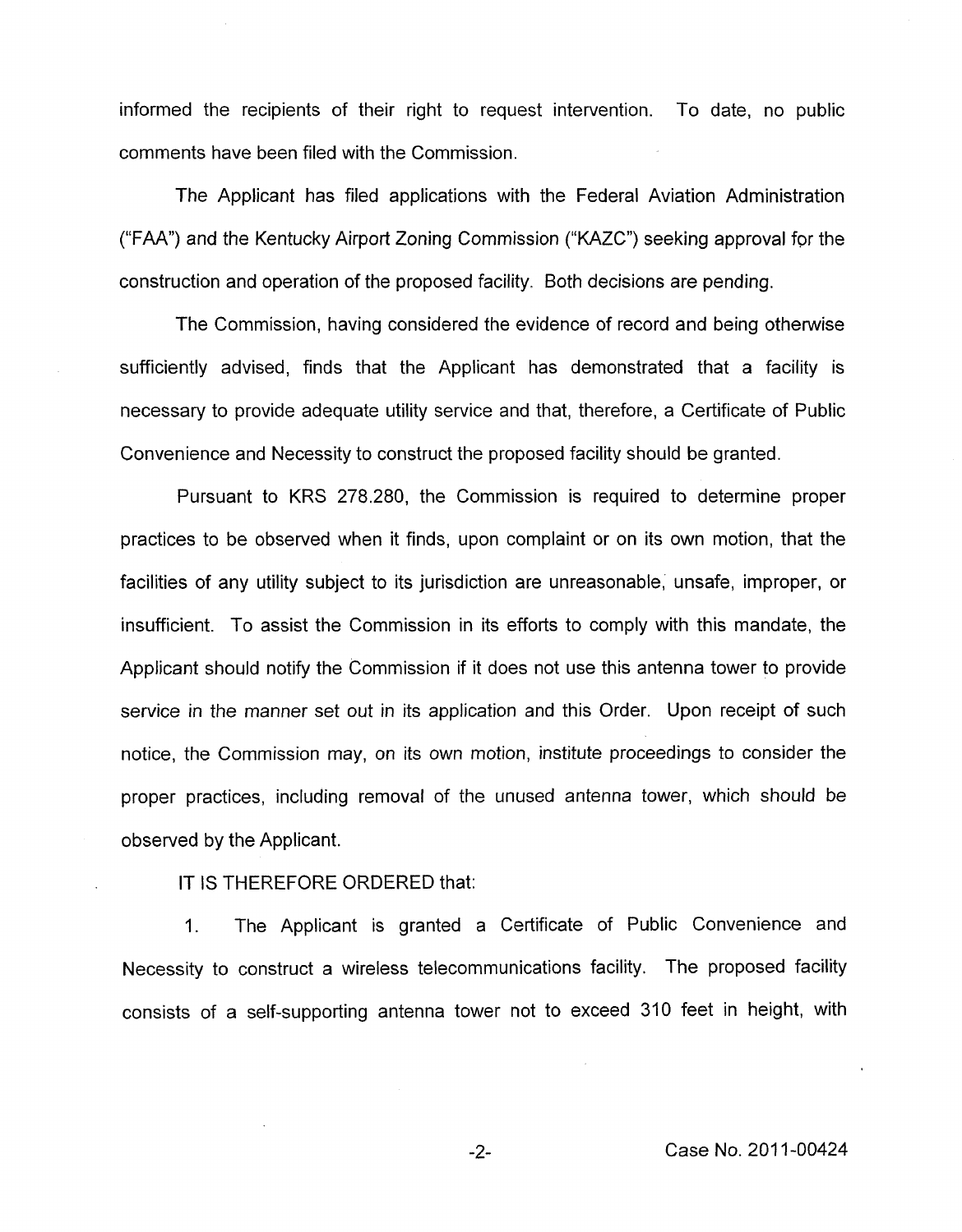informed the recipients of their right to request intervention. To date, no public comments have been filed with the Commission.

The Applicant has filed applications with the Federal Aviation Administration ("FAA") and the Kentucky Airport Zoning Commission ("KAZC") seeking approval for the construction and operation of the proposed facility. Both decisions are pending.

The Commission, having considered the evidence of record and being otherwise sufficiently advised, finds that the Applicant has demonstrated that a facility is necessary to provide adequate utility service and that, therefore, a Certificate of Public Convenience and Necessity to construct the proposed facility should be granted.

Pursuant to KRS 278.280, the Commission is required to determine proper practices to be observed when it finds, upon complaint or on its own motion, that the facilities of any utility subject to its jurisdiction are unreasonable, unsafe, improper, or insufficient. To assist the Commission in its efforts to comply with this mandate, the Applicant should notify the Commission if it does not use this antenna tower to provide service in the manner set out in its application and this Order. Upon receipt of such notice, the Commission may, on its own motion, institute proceedings to consider the proper practices, including removal of the unused antenna tower, which should be observed by the Applicant.

IT IS THEREFORE ORDERED that:

1. The Applicant is granted a Certificate of Public Convenience and Necessity to construct a wireless telecommunications facility. The proposed facility consists of a self-supporting antenna tower not to exceed 310 feet in height, with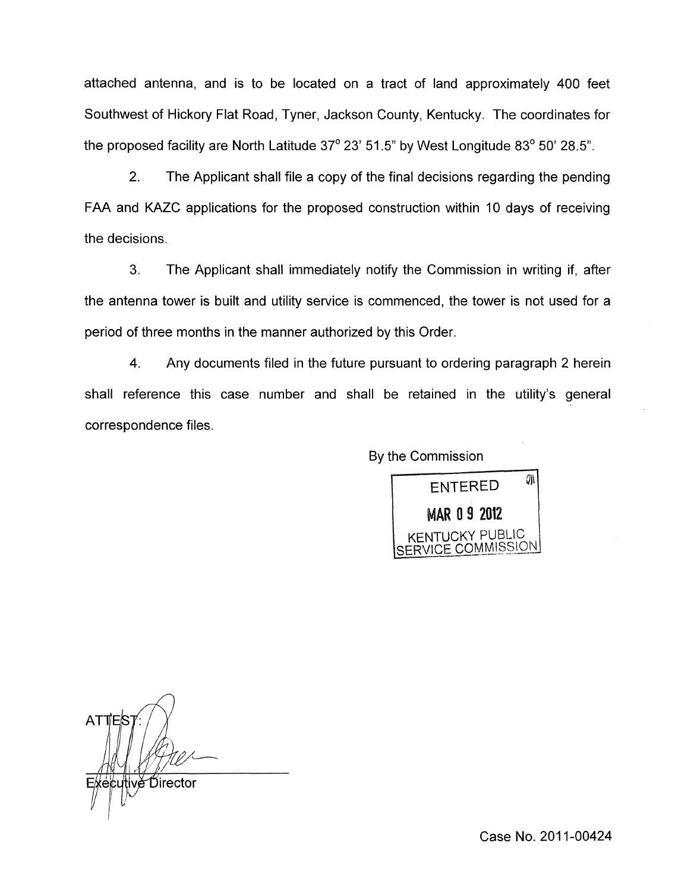attached antenna, and is to be located on a tract of land approximately 400 feet Southwest of Hickory Flat Road, Tyner, Jackson County, Kentucky. The coordinates for the proposed facility are North Latitude 37° 23' 51.5" by West Longitude 83° 50' 28.5".

2. The Applicant shall file a copy of the final decisions regarding the pending FAA and KAZC applications for the proposed construction within 10 days of receiving the decisions.

3. The Applicant shall immediately notify the Commission in writing if, after the antenna tower is built and utility service is commenced, the tower is not used for a period of three months in the manner authorized by this Order.

4. Any documents filed in the future pursuant to ordering paragraph 2 herein shall reference this case number and shall be retained in the utility's general correspondence files.

By the Commission

ENTERED
MAR 09 2012
KENTUCKY PUBLIC SERVICE COMMISSION

ATTEST:

Executive Director

Case No. 2011-00424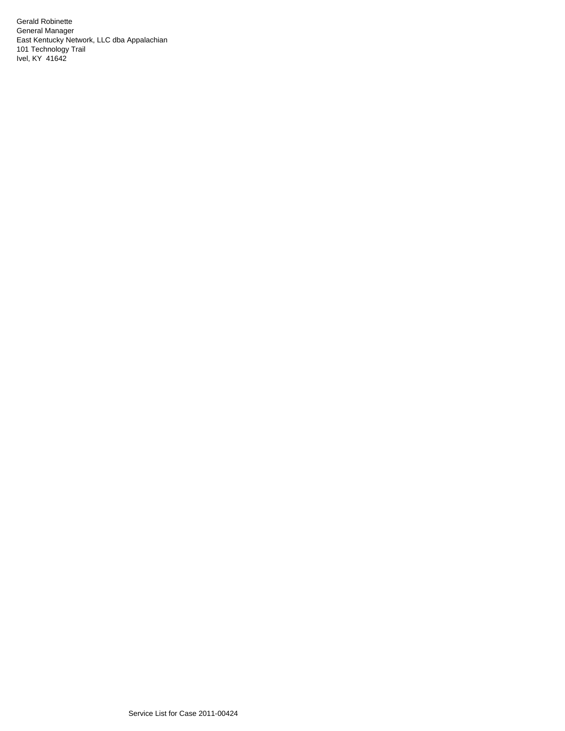Gerald Robinette
General Manager
East Kentucky Network, LLC dba Appalachian
101 Technology Trail
Ivel, KY  41642

Service List for Case 2011-00424